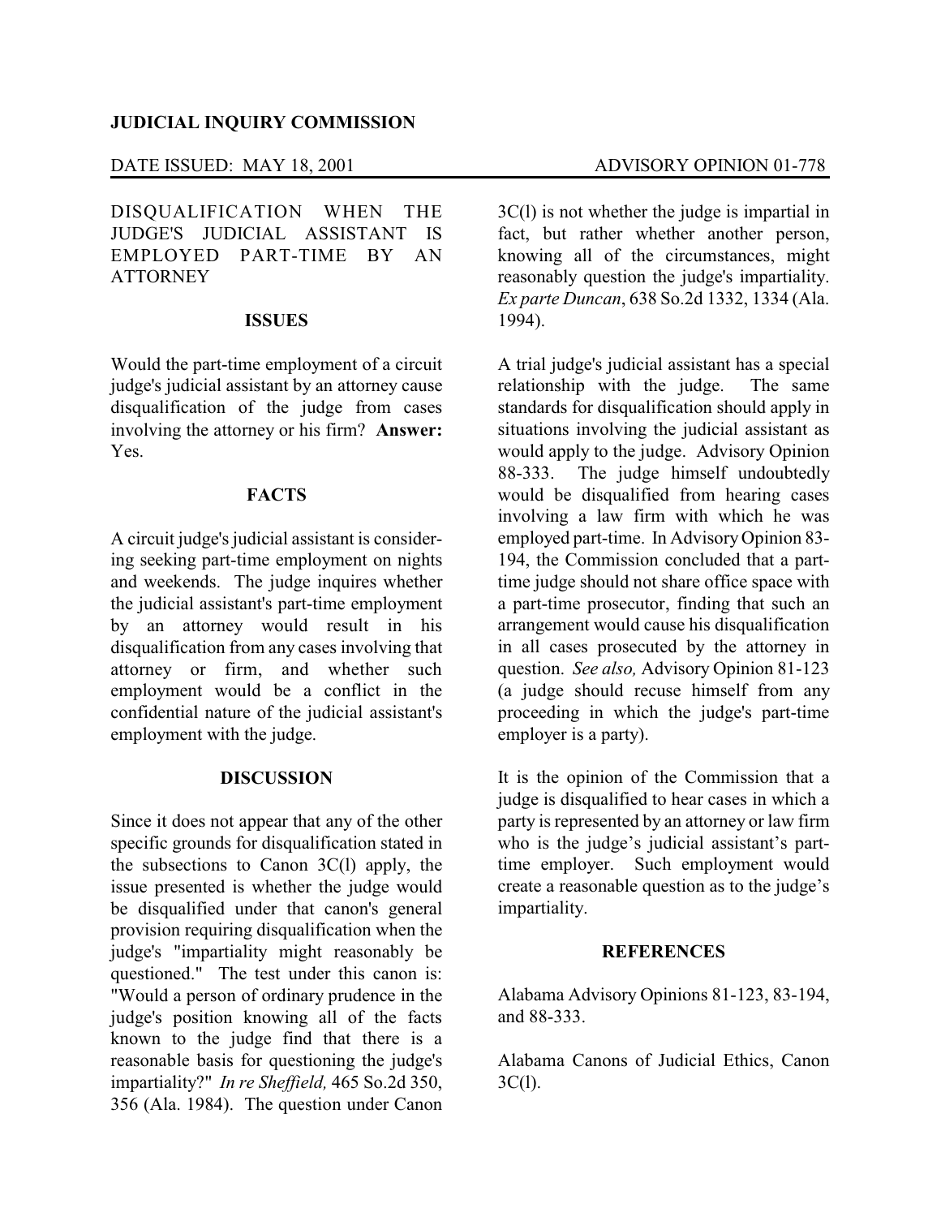**JUDICIAL INQUIRY COMMISSION**

DATE ISSUED: MAY 18, 2001 ADVISORY OPINION 01-778

DISQUALIFICATION WHEN THE JUDGE'S JUDICIAL ASSISTANT IS EMPLOYED PART-TIME BY AN ATTORNEY

## ISSUES

Would the part-time employment of a circuit judge's judicial assistant by an attorney cause disqualification of the judge from cases involving the attorney or his firm? **Answer:** Yes.

## FACTS

A circuit judge's judicial assistant is considering seeking part-time employment on nights and weekends. The judge inquires whether the judicial assistant's part-time employment by an attorney would result in his disqualification from any cases involving that attorney or firm, and whether such employment would be a conflict in the confidential nature of the judicial assistant's employment with the judge.

## DISCUSSION

Since it does not appear that any of the other specific grounds for disqualification stated in the subsections to Canon 3C(l) apply, the issue presented is whether the judge would be disqualified under that canon's general provision requiring disqualification when the judge's "impartiality might reasonably be questioned." The test under this canon is: "Would a person of ordinary prudence in the judge's position knowing all of the facts known to the judge find that there is a reasonable basis for questioning the judge's impartiality?" *In re Sheffield,* 465 So.2d 350, 356 (Ala. 1984). The question under Canon 3C(l) is not whether the judge is impartial in fact, but rather whether another person, knowing all of the circumstances, might reasonably question the judge's impartiality. *Ex parte Duncan*, 638 So.2d 1332, 1334 (Ala. 1994).

A trial judge's judicial assistant has a special relationship with the judge. The same standards for disqualification should apply in situations involving the judicial assistant as would apply to the judge. Advisory Opinion 88-333. The judge himself undoubtedly would be disqualified from hearing cases involving a law firm with which he was employed part-time. In Advisory Opinion 83-194, the Commission concluded that a part-time judge should not share office space with a part-time prosecutor, finding that such an arrangement would cause his disqualification in all cases prosecuted by the attorney in question. *See also,* Advisory Opinion 81-123 (a judge should recuse himself from any proceeding in which the judge's part-time employer is a party).

It is the opinion of the Commission that a judge is disqualified to hear cases in which a party is represented by an attorney or law firm who is the judge's judicial assistant's part-time employer. Such employment would create a reasonable question as to the judge's impartiality.

## REFERENCES

Alabama Advisory Opinions 81-123, 83-194, and 88-333.

Alabama Canons of Judicial Ethics, Canon 3C(l).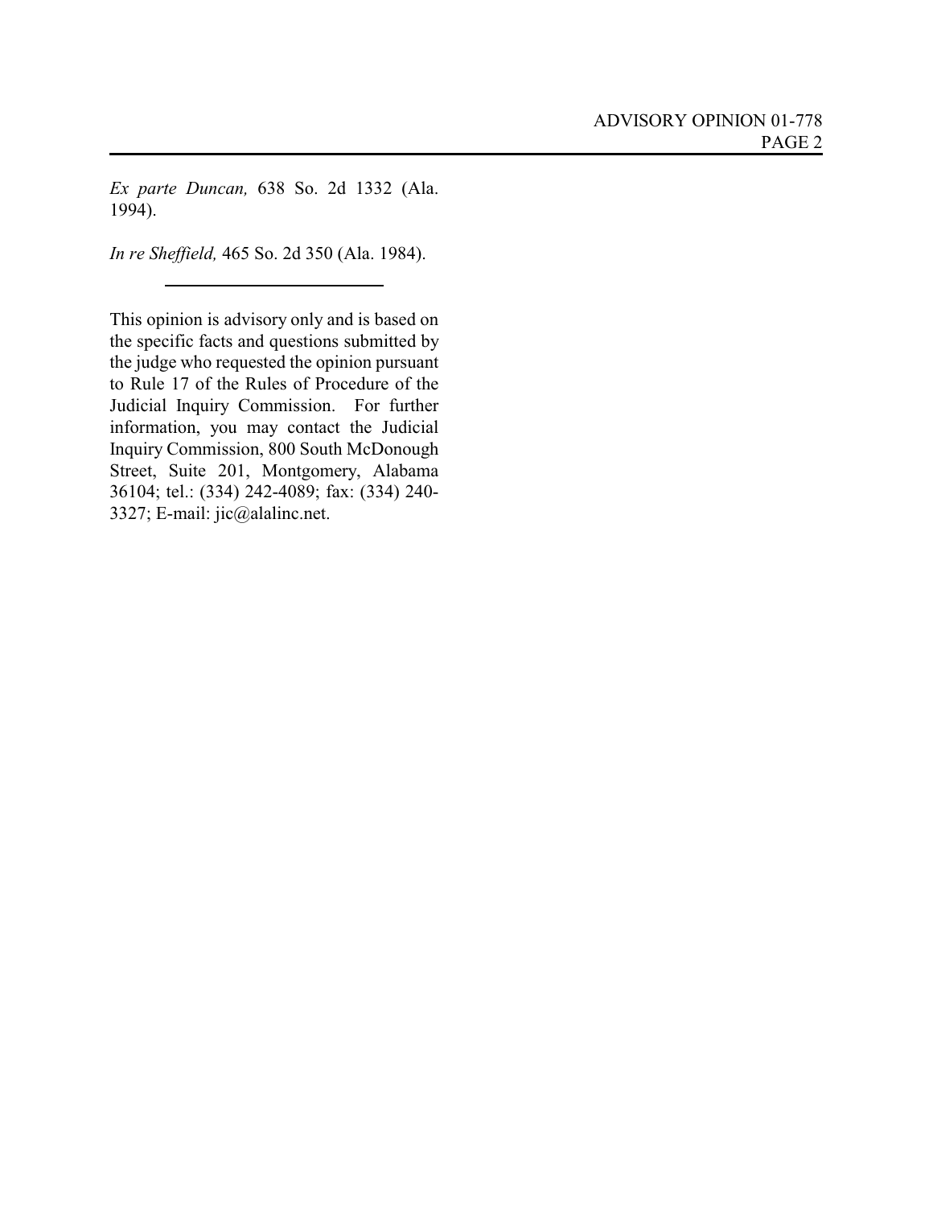*Ex parte Duncan,* 638 So. 2d 1332 (Ala. 1994).

*In re Sheffield,* 465 So. 2d 350 (Ala. 1984).

---

This opinion is advisory only and is based on the specific facts and questions submitted by the judge who requested the opinion pursuant to Rule 17 of the Rules of Procedure of the Judicial Inquiry Commission. For further information, you may contact the Judicial Inquiry Commission, 800 South McDonough Street, Suite 201, Montgomery, Alabama 36104; tel.: (334) 242-4089; fax: (334) 240-3327; E-mail: jic@alalinc.net.